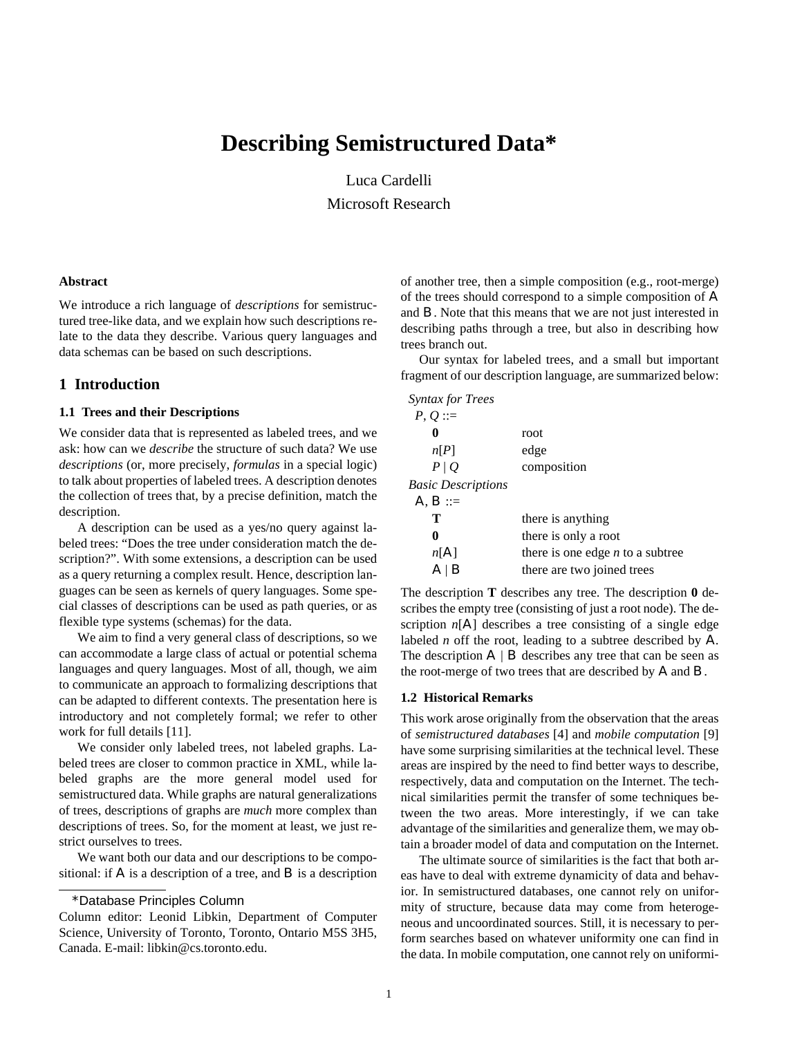# Describing Semistructured Data*

Luca Cardelli
Microsoft Research

### Abstract

We introduce a rich language of *descriptions* for semistructured tree-like data, and we explain how such descriptions relate to the data they describe. Various query languages and data schemas can be based on such descriptions.

## 1 Introduction

### 1.1 Trees and their Descriptions

We consider data that is represented as labeled trees, and we ask: how can we *describe* the structure of such data? We use *descriptions* (or, more precisely, *formulas* in a special logic) to talk about properties of labeled trees. A description denotes the collection of trees that, by a precise definition, match the description.

A description can be used as a yes/no query against labeled trees: "Does the tree under consideration match the description?". With some extensions, a description can be used as a query returning a complex result. Hence, description languages can be seen as kernels of query languages. Some special classes of descriptions can be used as path queries, or as flexible type systems (schemas) for the data.

We aim to find a very general class of descriptions, so we can accommodate a large class of actual or potential schema languages and query languages. Most of all, though, we aim to communicate an approach to formalizing descriptions that can be adapted to different contexts. The presentation here is introductory and not completely formal; we refer to other work for full details [11].

We consider only labeled trees, not labeled graphs. Labeled trees are closer to common practice in XML, while labeled graphs are the more general model used for semistructured data. While graphs are natural generalizations of trees, descriptions of graphs are *much* more complex than descriptions of trees. So, for the moment at least, we just restrict ourselves to trees.

We want both our data and our descriptions to be compositional: if $\mathsf{A}$ is a description of a tree, and $\mathsf{B}$ is a description of another tree, then a simple composition (e.g., root-merge) of the trees should correspond to a simple composition of $\mathsf{A}$ and $\mathsf{B}$. Note that this means that we are not just interested in describing paths through a tree, but also in describing how trees branch out.

Our syntax for labeled trees, and a small but important fragment of our description language, are summarized below:

*Syntax for Trees*

$P, Q$ ::=

| | |
|---|---|
| $\mathbf{0}$ | root |
| $n[P]$ | edge |
| $P \mid Q$ | composition |

*Basic Descriptions*

$\mathsf{A}, \mathsf{B}$ ::=

| | |
|---|---|
| $\mathbf{T}$ | there is anything |
| $\mathbf{0}$ | there is only a root |
| $n[\mathsf{A}]$ | there is one edge $n$ to a subtree |
| $\mathsf{A} \mid \mathsf{B}$ | there are two joined trees |

The description $\mathbf{T}$ describes any tree. The description $\mathbf{0}$ describes the empty tree (consisting of just a root node). The description $n[\mathsf{A}]$ describes a tree consisting of a single edge labeled $n$ off the root, leading to a subtree described by $\mathsf{A}$. The description $\mathsf{A} \mid \mathsf{B}$ describes any tree that can be seen as the root-merge of two trees that are described by $\mathsf{A}$ and $\mathsf{B}$.

### 1.2 Historical Remarks

This work arose originally from the observation that the areas of *semistructured databases* [4] and *mobile computation* [9] have some surprising similarities at the technical level. These areas are inspired by the need to find better ways to describe, respectively, data and computation on the Internet. The technical similarities permit the transfer of some techniques between the two areas. More interestingly, if we can take advantage of the similarities and generalize them, we may obtain a broader model of data and computation on the Internet.

The ultimate source of similarities is the fact that both areas have to deal with extreme dynamicity of data and behavior. In semistructured databases, one cannot rely on uniformity of structure, because data may come from heterogeneous and uncoordinated sources. Still, it is necessary to perform searches based on whatever uniformity one can find in the data. In mobile computation, one cannot rely on uniformi-

---

*Database Principles Column

Column editor: Leonid Libkin, Department of Computer Science, University of Toronto, Toronto, Ontario M5S 3H5, Canada. E-mail: libkin@cs.toronto.edu.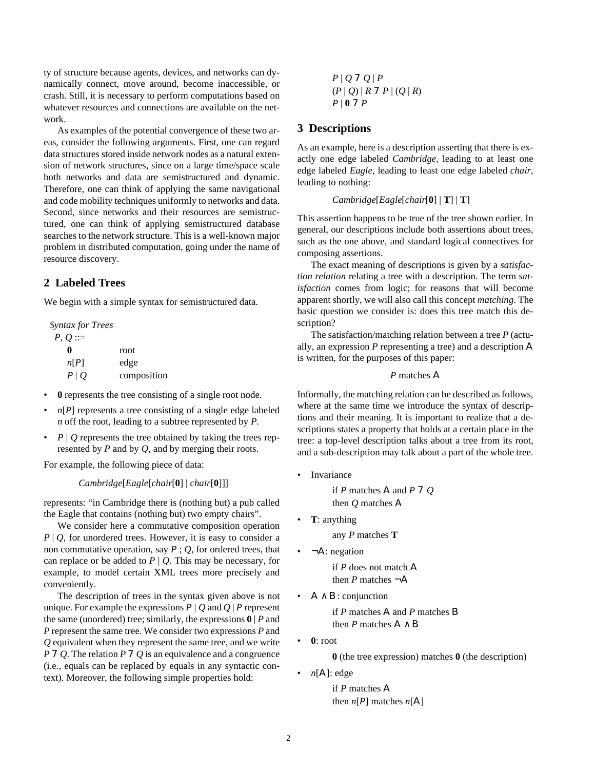ty of structure because agents, devices, and networks can dynamically connect, move around, become inaccessible, or crash. Still, it is necessary to perform computations based on whatever resources and connections are available on the network.

As examples of the potential convergence of these two areas, consider the following arguments. First, one can regard data structures stored inside network nodes as a natural extension of network structures, since on a large time/space scale both networks and data are semistructured and dynamic. Therefore, one can think of applying the same navigational and code mobility techniques uniformly to networks and data. Second, since networks and their resources are semistructured, one can think of applying semistructured database searches to the network structure. This is a well-known major problem in distributed computation, going under the name of resource discovery.

## 2 Labeled Trees

We begin with a simple syntax for semistructured data.

*Syntax for Trees*

$P, Q ::=$

| | |
|---|---|
| $\mathbf{0}$ | root |
| $n[P]$ | edge |
| $P \mid Q$ | composition |

- $\mathbf{0}$ represents the tree consisting of a single root node.
- $n[P]$ represents a tree consisting of a single edge labeled $n$ off the root, leading to a subtree represented by $P$.
- $P \mid Q$ represents the tree obtained by taking the trees represented by $P$ and by $Q$, and by merging their roots.

For example, the following piece of data:

$$Cambridge[Eagle[chair[\mathbf{0}] \mid chair[\mathbf{0}]]]$$

represents: "in Cambridge there is (nothing but) a pub called the Eagle that contains (nothing but) two empty chairs".

We consider here a commutative composition operation $P \mid Q$, for unordered trees. However, it is easy to consider a non commutative operation, say $P ; Q$, for ordered trees, that can replace or be added to $P \mid Q$. This may be necessary, for example, to model certain XML trees more precisely and conveniently.

The description of trees in the syntax given above is not unique. For example the expressions $P \mid Q$ and $Q \mid P$ represent the same (unordered) tree; similarly, the expressions $\mathbf{0} \mid P$ and $P$ represent the same tree. We consider two expressions $P$ and $Q$ equivalent when they represent the same tree, and we write $P \equiv Q$. The relation $P \equiv Q$ is an equivalence and a congruence (i.e., equals can be replaced by equals in any syntactic context). Moreover, the following simple properties hold:

$$P \mid Q \equiv Q \mid P$$
$$(P \mid Q) \mid R \equiv P \mid (Q \mid R)$$
$$P \mid \mathbf{0} \equiv P$$

## 3 Descriptions

As an example, here is a description asserting that there is exactly one edge labeled *Cambridge*, leading to at least one edge labeled *Eagle*, leading to least one edge labeled *chair*, leading to nothing:

$$Cambridge[Eagle[chair[\mathbf{0}] \mid \mathbf{T}] \mid \mathbf{T}]$$

This assertion happens to be true of the tree shown earlier. In general, our descriptions include both assertions about trees, such as the one above, and standard logical connectives for composing assertions.

The exact meaning of descriptions is given by a *satisfaction relation* relating a tree with a description. The term *satisfaction* comes from logic; for reasons that will become apparent shortly, we will also call this concept *matching*. The basic question we consider is: does this tree match this description?

The satisfaction/matching relation between a tree $P$ (actually, an expression $P$ representing a tree) and a description $\mathcal{A}$ is written, for the purposes of this paper:

$$P \text{ matches } \mathcal{A}$$

Informally, the matching relation can be described as follows, where at the same time we introduce the syntax of descriptions and their meaning. It is important to realize that a descriptions states a property that holds at a certain place in the tree: a top-level description talks about a tree from its root, and a sub-description may talk about a part of the whole tree.

- Invariance

  if $P$ matches $\mathcal{A}$ and $P \equiv Q$
  then $Q$ matches $\mathcal{A}$

- $\mathbf{T}$: anything

  any $P$ matches $\mathbf{T}$

- $\neg\mathcal{A}$: negation

  if $P$ does not match $\mathcal{A}$
  then $P$ matches $\neg\mathcal{A}$

- $\mathcal{A} \wedge \mathcal{B}$: conjunction

  if $P$ matches $\mathcal{A}$ and $P$ matches $\mathcal{B}$
  then $P$ matches $\mathcal{A} \wedge \mathcal{B}$

- $\mathbf{0}$: root

  $\mathbf{0}$ (the tree expression) matches $\mathbf{0}$ (the description)

- $n[\mathcal{A}]$: edge

  if $P$ matches $\mathcal{A}$
  then $n[P]$ matches $n[\mathcal{A}]$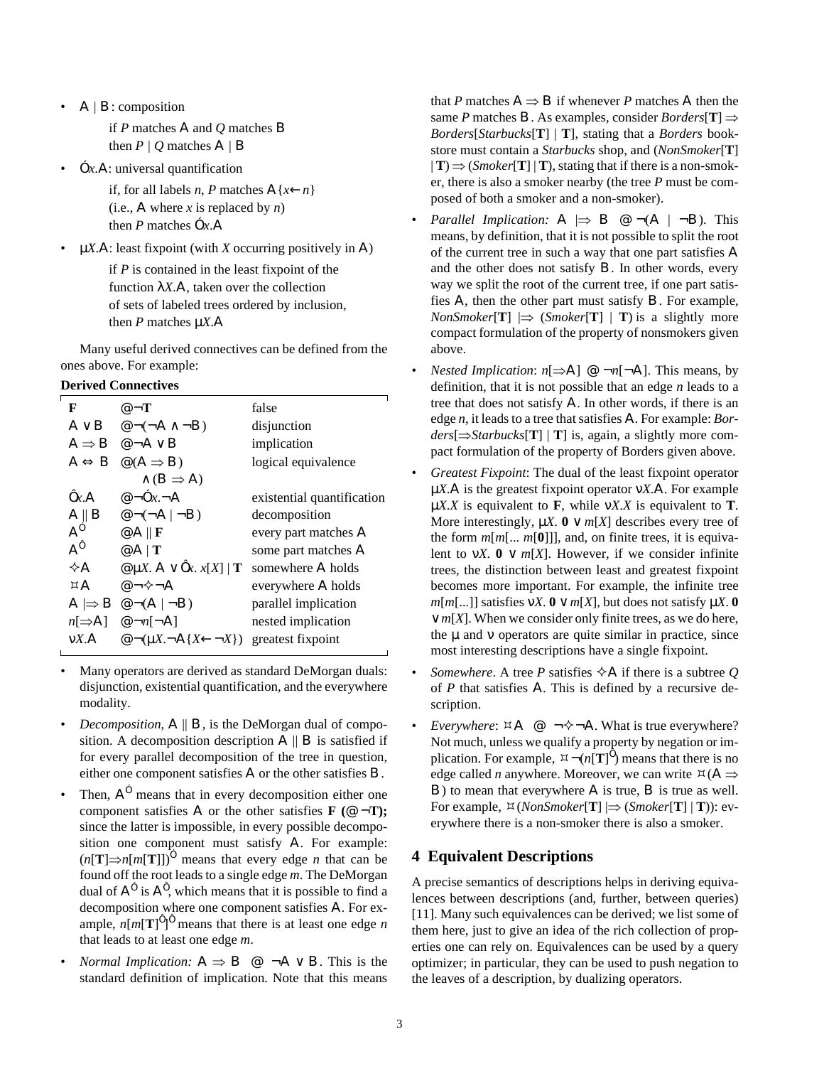- $\mathcal{A} \mid \mathcal{B}$ : composition

  if $P$ matches $\mathcal{A}$ and $Q$ matches $\mathcal{B}$
  then $P \mid Q$ matches $\mathcal{A} \mid \mathcal{B}$

- $\forall x.\mathcal{A}$: universal quantification

  if, for all labels $n$, $P$ matches $\mathcal{A}\{x \leftarrow n\}$
  (i.e., $\mathcal{A}$ where $x$ is replaced by $n$)
  then $P$ matches $\forall x.\mathcal{A}$

- $\mu X.\mathcal{A}$: least fixpoint (with $X$ occurring positively in $\mathcal{A}$)

  if $P$ is contained in the least fixpoint of the
  function $\lambda X.\mathcal{A}$, taken over the collection
  of sets of labeled trees ordered by inclusion,
  then $P$ matches $\mu X.\mathcal{A}$

Many useful derived connectives can be defined from the ones above. For example:

**Derived Connectives**

| | | |
|---|---|---|
| $\mathbf{F}$ | $\triangleq \neg\mathbf{T}$ | false |
| $\mathcal{A} \vee \mathcal{B}$ | $\triangleq \neg(\neg\mathcal{A} \wedge \neg\mathcal{B})$ | disjunction |
| $\mathcal{A} \Rightarrow \mathcal{B}$ | $\triangleq \neg\mathcal{A} \vee \mathcal{B}$ | implication |
| $\mathcal{A} \Leftrightarrow \mathcal{B}$ | $\triangleq (\mathcal{A} \Rightarrow \mathcal{B}) \wedge (\mathcal{B} \Rightarrow \mathcal{A})$ | logical equivalence |
| $\exists x.\mathcal{A}$ | $\triangleq \neg\forall x.\neg\mathcal{A}$ | existential quantification |
| $\mathcal{A} \parallel \mathcal{B}$ | $\triangleq \neg(\neg\mathcal{A} \mid \neg\mathcal{B})$ | decomposition |
| $\mathcal{A}^\forall$ | $\triangleq \mathcal{A} \parallel \mathbf{F}$ | every part matches $\mathcal{A}$ |
| $\mathcal{A}^\exists$ | $\triangleq \mathcal{A} \mid \mathbf{T}$ | some part matches $\mathcal{A}$ |
| $\Diamond\mathcal{A}$ | $\triangleq \mu X.\ \mathcal{A} \vee \exists x.\ x[X] \mid \mathbf{T}$ | somewhere $\mathcal{A}$ holds |
| $\Box\mathcal{A}$ | $\triangleq \neg\Diamond\neg\mathcal{A}$ | everywhere $\mathcal{A}$ holds |
| $\mathcal{A} \mid\Rightarrow \mathcal{B}$ | $\triangleq \neg(\mathcal{A} \mid \neg\mathcal{B})$ | parallel implication |
| $n[\Rightarrow\mathcal{A}]$ | $\triangleq \neg n[\neg\mathcal{A}]$ | nested implication |
| $\nu X.\mathcal{A}$ | $\triangleq \neg(\mu X.\neg\mathcal{A}\{X \leftarrow \neg X\})$ | greatest fixpoint |

- Many operators are derived as standard DeMorgan duals: disjunction, existential quantification, and the everywhere modality.
- *Decomposition*, $\mathcal{A} \parallel \mathcal{B}$, is the DeMorgan dual of composition. A decomposition description $\mathcal{A} \parallel \mathcal{B}$ is satisfied if for every parallel decomposition of the tree in question, either one component satisfies $\mathcal{A}$ or the other satisfies $\mathcal{B}$.
- Then, $\mathcal{A}^\forall$ means that in every decomposition either one component satisfies $\mathcal{A}$ or the other satisfies $\mathbf{F}$ **($\triangleq \neg\mathbf{T}$);** since the latter is impossible, in every possible decomposition one component must satisfy $\mathcal{A}$. For example: $(n[\mathbf{T}] \Rightarrow n[m[\mathbf{T}]])^\forall$ means that every edge $n$ that can be found off the root leads to a single edge $m$. The DeMorgan dual of $\mathcal{A}^\forall$ is $\mathcal{A}^\exists$, which means that it is possible to find a decomposition where one component satisfies $\mathcal{A}$. For example, $n[m[\mathbf{T}]^\exists]^\exists$ means that there is at least one edge $n$ that leads to at least one edge $m$.
- *Normal Implication:* $\mathcal{A} \Rightarrow \mathcal{B} \triangleq \neg\mathcal{A} \vee \mathcal{B}$. This is the standard definition of implication. Note that this means that $P$ matches $\mathcal{A} \Rightarrow \mathcal{B}$ if whenever $P$ matches $\mathcal{A}$ then the same $P$ matches $\mathcal{B}$. As examples, consider $Borders[\mathbf{T}] \Rightarrow Borders[Starbucks[\mathbf{T}] \mid \mathbf{T}]$, stating that a *Borders* bookstore must contain a *Starbucks* shop, and $(NonSmoker[\mathbf{T}] \mid \mathbf{T}) \Rightarrow (Smoker[\mathbf{T}] \mid \mathbf{T})$, stating that if there is a non-smoker, there is also a smoker nearby (the tree $P$ must be composed of both a smoker and a non-smoker).
- *Parallel Implication:* $\mathcal{A} \mid\Rightarrow \mathcal{B} \triangleq \neg(\mathcal{A} \mid \neg\mathcal{B})$. This means, by definition, that it is not possible to split the root of the current tree in such a way that one part satisfies $\mathcal{A}$ and the other does not satisfy $\mathcal{B}$. In other words, every way we split the root of the current tree, if one part satisfies $\mathcal{A}$, then the other part must satisfy $\mathcal{B}$. For example, $NonSmoker[\mathbf{T}] \mid\Rightarrow (Smoker[\mathbf{T}] \mid \mathbf{T})$ is a slightly more compact formulation of the property of nonsmokers given above.
- *Nested Implication*: $n[\Rightarrow\mathcal{A}] \triangleq \neg n[\neg\mathcal{A}]$. This means, by definition, that it is not possible that an edge $n$ leads to a tree that does not satisfy $\mathcal{A}$. In other words, if there is an edge $n$, it leads to a tree that satisfies $\mathcal{A}$. For example: $Borders[\Rightarrow Starbucks[\mathbf{T}] \mid \mathbf{T}]$ is, again, a slightly more compact formulation of the property of Borders given above.
- *Greatest Fixpoint*: The dual of the least fixpoint operator $\mu X.\mathcal{A}$ is the greatest fixpoint operator $\nu X.\mathcal{A}$. For example $\mu X.X$ is equivalent to $\mathbf{F}$, while $\nu X.X$ is equivalent to $\mathbf{T}$. More interestingly, $\mu X.\ \mathbf{0} \vee m[X]$ describes every tree of the form $m[m[\ldots\ m[\mathbf{0}]]]$, and, on finite trees, it is equivalent to $\nu X.\ \mathbf{0} \vee m[X]$. However, if we consider infinite trees, the distinction between least and greatest fixpoint becomes more important. For example, the infinite tree $m[m[\ldots]]$ satisfies $\nu X.\ \mathbf{0} \vee m[X]$, but does not satisfy $\mu X.\ \mathbf{0} \vee m[X]$. When we consider only finite trees, as we do here, the $\mu$ and $\nu$ operators are quite similar in practice, since most interesting descriptions have a single fixpoint.
- *Somewhere*. A tree $P$ satisfies $\Diamond\mathcal{A}$ if there is a subtree $Q$ of $P$ that satisfies $\mathcal{A}$. This is defined by a recursive description.
- *Everywhere*: $\Box\mathcal{A} \triangleq \neg\Diamond\neg\mathcal{A}$. What is true everywhere? Not much, unless we qualify a property by negation or implication. For example, $\Box\neg(n[\mathbf{T}]^\exists)$ means that there is no edge called $n$ anywhere. Moreover, we can write $\Box(\mathcal{A} \Rightarrow \mathcal{B})$ to mean that everywhere $\mathcal{A}$ is true, $\mathcal{B}$ is true as well. For example, $\Box(NonSmoker[\mathbf{T}] \mid\Rightarrow (Smoker[\mathbf{T}] \mid \mathbf{T}))$: everywhere there is a non-smoker there is also a smoker.

## 4 Equivalent Descriptions

A precise semantics of descriptions helps in deriving equivalences between descriptions (and, further, between queries) [11]. Many such equivalences can be derived; we list some of them here, just to give an idea of the rich collection of properties one can rely on. Equivalences can be used by a query optimizer; in particular, they can be used to push negation to the leaves of a description, by dualizing operators.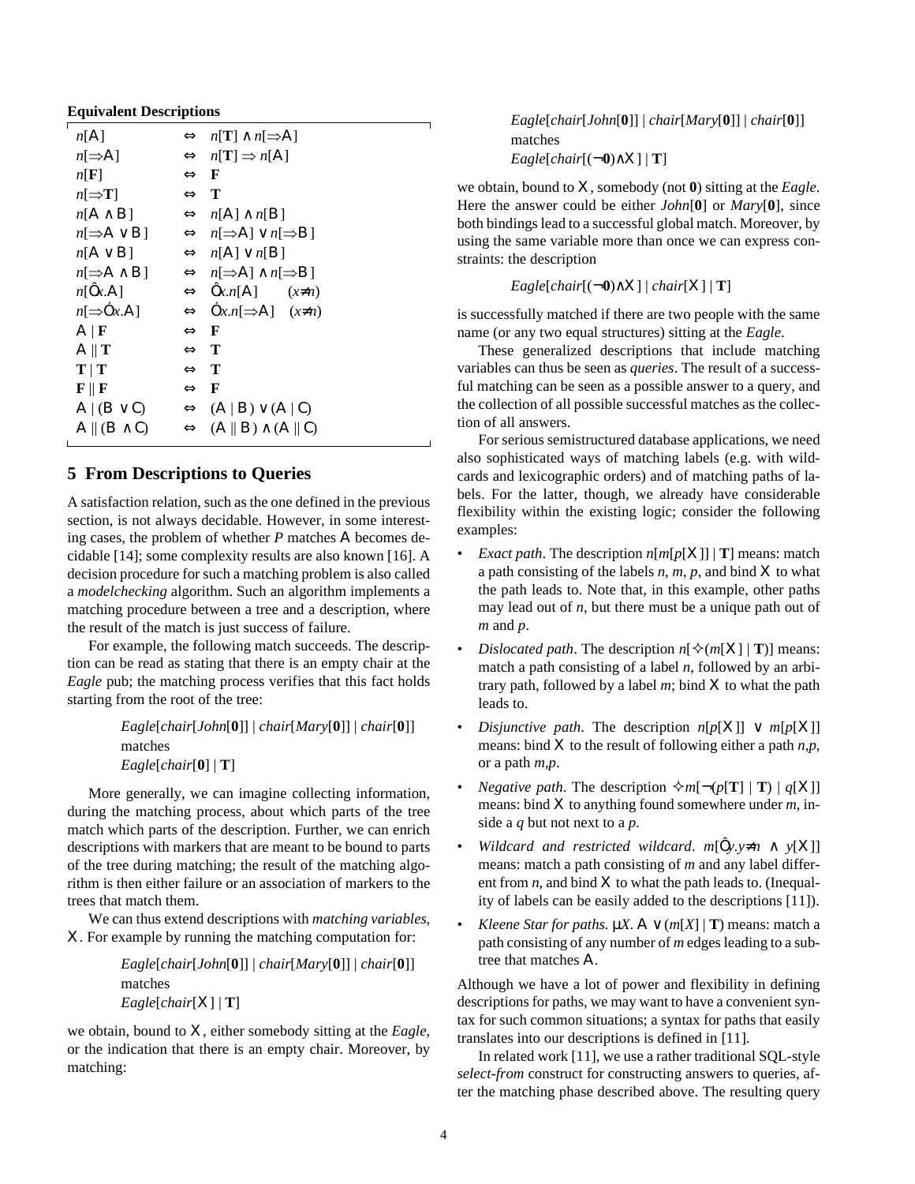**Equivalent Descriptions**

| | | |
|---|---|---|
| $n[\mathcal{A}]$ | $\Leftrightarrow$ | $n[\mathbf{T}] \wedge n[\Rightarrow\mathcal{A}]$ |
| $n[\Rightarrow\mathcal{A}]$ | $\Leftrightarrow$ | $n[\mathbf{T}] \Rightarrow n[\mathcal{A}]$ |
| $n[\mathbf{F}]$ | $\Leftrightarrow$ | $\mathbf{F}$ |
| $n[\Rightarrow\mathbf{T}]$ | $\Leftrightarrow$ | $\mathbf{T}$ |
| $n[\mathcal{A} \wedge \mathcal{B}]$ | $\Leftrightarrow$ | $n[\mathcal{A}] \wedge n[\mathcal{B}]$ |
| $n[\Rightarrow\mathcal{A} \vee \mathcal{B}]$ | $\Leftrightarrow$ | $n[\Rightarrow\mathcal{A}] \vee n[\Rightarrow\mathcal{B}]$ |
| $n[\mathcal{A} \vee \mathcal{B}]$ | $\Leftrightarrow$ | $n[\mathcal{A}] \vee n[\mathcal{B}]$ |
| $n[\Rightarrow\mathcal{A} \wedge \mathcal{B}]$ | $\Leftrightarrow$ | $n[\Rightarrow\mathcal{A}] \wedge n[\Rightarrow\mathcal{B}]$ |
| $n[\exists x.\mathcal{A}]$ | $\Leftrightarrow$ | $\exists x.n[\mathcal{A}] \quad (x{\neq}n)$ |
| $n[\Rightarrow\forall x.\mathcal{A}]$ | $\Leftrightarrow$ | $\forall x.n[\Rightarrow\mathcal{A}] \quad (x{\neq}n)$ |
| $\mathcal{A} \mid \mathbf{F}$ | $\Leftrightarrow$ | $\mathbf{F}$ |
| $\mathcal{A} \parallel \mathbf{T}$ | $\Leftrightarrow$ | $\mathbf{T}$ |
| $\mathbf{T} \mid \mathbf{T}$ | $\Leftrightarrow$ | $\mathbf{T}$ |
| $\mathbf{F} \parallel \mathbf{F}$ | $\Leftrightarrow$ | $\mathbf{F}$ |
| $\mathcal{A} \mid (\mathcal{B} \vee \mathcal{C})$ | $\Leftrightarrow$ | $(\mathcal{A} \mid \mathcal{B}) \vee (\mathcal{A} \mid \mathcal{C})$ |
| $\mathcal{A} \parallel (\mathcal{B} \wedge \mathcal{C})$ | $\Leftrightarrow$ | $(\mathcal{A} \parallel \mathcal{B}) \wedge (\mathcal{A} \parallel \mathcal{C})$ |

## 5 From Descriptions to Queries

A satisfaction relation, such as the one defined in the previous section, is not always decidable. However, in some interesting cases, the problem of whether *P* matches $\mathcal{A}$ becomes decidable [14]; some complexity results are also known [16]. A decision procedure for such a matching problem is also called a *modelchecking* algorithm. Such an algorithm implements a matching procedure between a tree and a description, where the result of the match is just success of failure.

For example, the following match succeeds. The description can be read as stating that there is an empty chair at the *Eagle* pub; the matching process verifies that this fact holds starting from the root of the tree:

$$Eagle[chair[John[\mathbf{0}]] \mid chair[Mary[\mathbf{0}]] \mid chair[\mathbf{0}]]$$
matches
$$Eagle[chair[\mathbf{0}] \mid \mathbf{T}]$$

More generally, we can imagine collecting information, during the matching process, about which parts of the tree match which parts of the description. Further, we can enrich descriptions with markers that are meant to be bound to parts of the tree during matching; the result of the matching algorithm is then either failure or an association of markers to the trees that match them.

We can thus extend descriptions with *matching variables*, $\mathcal{X}$. For example by running the matching computation for:

$$Eagle[chair[John[\mathbf{0}]] \mid chair[Mary[\mathbf{0}]] \mid chair[\mathbf{0}]]$$
matches
$$Eagle[chair[\mathcal{X}] \mid \mathbf{T}]$$

we obtain, bound to $\mathcal{X}$, either somebody sitting at the *Eagle*, or the indication that there is an empty chair. Moreover, by matching:

$$Eagle[chair[John[\mathbf{0}]] \mid chair[Mary[\mathbf{0}]] \mid chair[\mathbf{0}]]$$
matches
$$Eagle[chair[(\neg\mathbf{0}){\wedge}\mathcal{X}] \mid \mathbf{T}]$$

we obtain, bound to $\mathcal{X}$, somebody (not $\mathbf{0}$) sitting at the *Eagle*. Here the answer could be either $John[\mathbf{0}]$ or $Mary[\mathbf{0}]$, since both bindings lead to a successful global match. Moreover, by using the same variable more than once we can express constraints: the description

$$Eagle[chair[(\neg\mathbf{0}){\wedge}\mathcal{X}] \mid chair[\mathcal{X}] \mid \mathbf{T}]$$

is successfully matched if there are two people with the same name (or any two equal structures) sitting at the *Eagle*.

These generalized descriptions that include matching variables can thus be seen as *queries*. The result of a successful matching can be seen as a possible answer to a query, and the collection of all possible successful matches as the collection of all answers.

For serious semistructured database applications, we need also sophisticated ways of matching labels (e.g. with wildcards and lexicographic orders) and of matching paths of labels. For the latter, though, we already have considerable flexibility within the existing logic; consider the following examples:

- *Exact path*. The description $n[m[p[\mathcal{X}]] \mid \mathbf{T}]$ means: match a path consisting of the labels *n*, *m*, *p*, and bind $\mathcal{X}$ to what the path leads to. Note that, in this example, other paths may lead out of *n*, but there must be a unique path out of *m* and *p*.
- *Dislocated path*. The description $n[\diamond(m[\mathcal{X}] \mid \mathbf{T})]$ means: match a path consisting of a label *n*, followed by an arbitrary path, followed by a label *m*; bind $\mathcal{X}$ to what the path leads to.
- *Disjunctive path*. The description $n[p[\mathcal{X}]] \vee m[p[\mathcal{X}]]$ means: bind $\mathcal{X}$ to the result of following either a path *n*,*p*, or a path *m*,*p*.
- *Negative path*. The description $\diamond m[\neg(p[\mathbf{T}] \mid \mathbf{T}) \mid q[\mathcal{X}]]$ means: bind $\mathcal{X}$ to anything found somewhere under *m*, inside a *q* but not next to a *p*.
- *Wildcard and restricted wildcard*. $m[\exists y.y{\neq}n \wedge y[\mathcal{X}]]$ means: match a path consisting of *m* and any label different from *n*, and bind $\mathcal{X}$ to what the path leads to. (Inequality of labels can be easily added to the descriptions [11]).
- *Kleene Star for paths*. $\mu X.\ \mathcal{A} \vee (m[X] \mid \mathbf{T})$ means: match a path consisting of any number of *m* edges leading to a subtree that matches $\mathcal{A}$.

Although we have a lot of power and flexibility in defining descriptions for paths, we may want to have a convenient syntax for such common situations; a syntax for paths that easily translates into our descriptions is defined in [11].

In related work [11], we use a rather traditional SQL-style *select-from* construct for constructing answers to queries, after the matching phase described above. The resulting query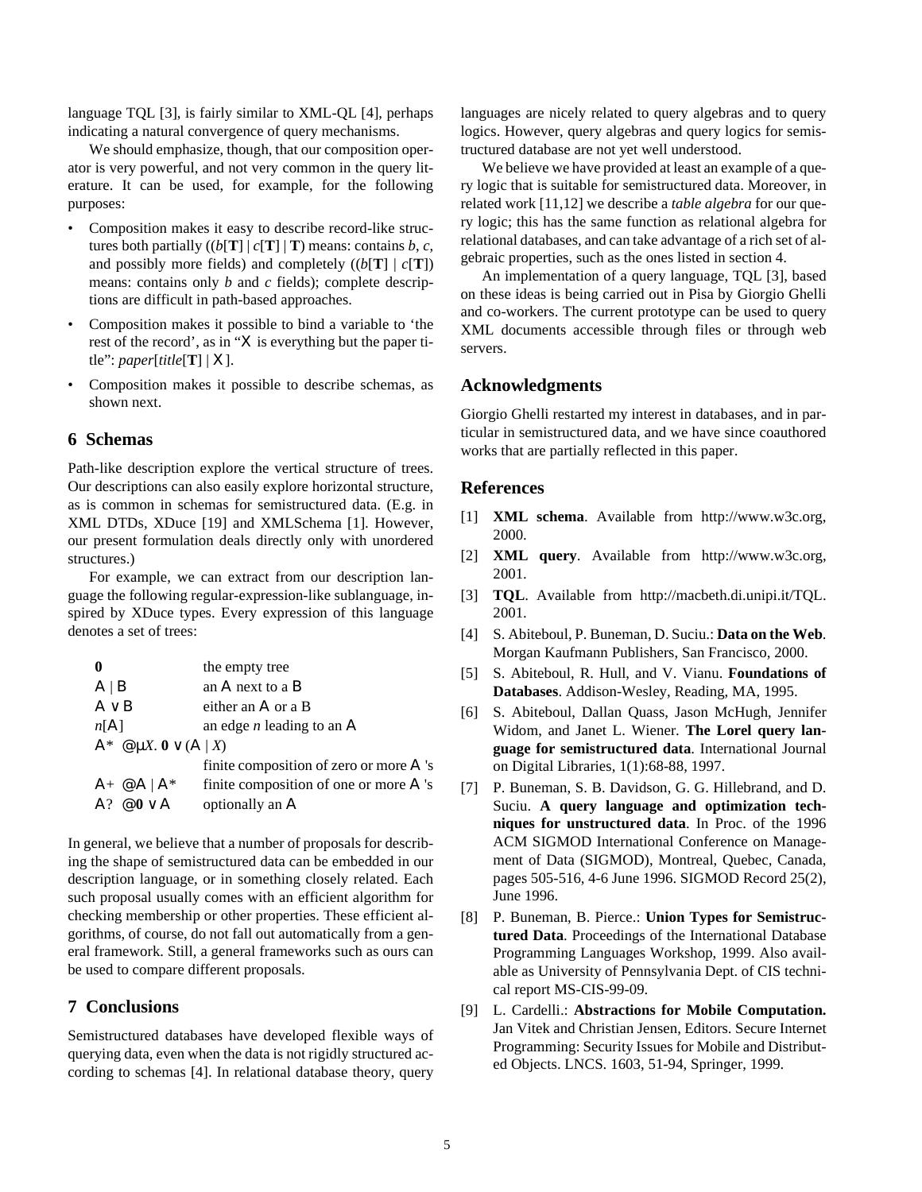language TQL [3], is fairly similar to XML-QL [4], perhaps indicating a natural convergence of query mechanisms.

We should emphasize, though, that our composition operator is very powerful, and not very common in the query literature. It can be used, for example, for the following purposes:

- Composition makes it easy to describe record-like structures both partially ($(b[\mathbf{T}] \mid c[\mathbf{T}] \mid \mathbf{T})$ means: contains *b*, *c*, and possibly more fields) and completely ($(b[\mathbf{T}] \mid c[\mathbf{T}])$ means: contains only *b* and *c* fields); complete descriptions are difficult in path-based approaches.
- Composition makes it possible to bind a variable to 'the rest of the record', as in "$X$ is everything but the paper title": $paper[title[\mathbf{T}] \mid X]$.
- Composition makes it possible to describe schemas, as shown next.

## 6 Schemas

Path-like description explore the vertical structure of trees. Our descriptions can also easily explore horizontal structure, as is common in schemas for semistructured data. (E.g. in XML DTDs, XDuce [19] and XMLSchema [1]. However, our present formulation deals directly only with unordered structures.)

For example, we can extract from our description language the following regular-expression-like sublanguage, inspired by XDuce types. Every expression of this language denotes a set of trees:

| | |
|---|---|
| $\mathbf{0}$ | the empty tree |
| $A \mid B$ | an $A$ next to a $B$ |
| $A \vee B$ | either an $A$ or a B |
| $n[A]$ | an edge *n* leading to an $A$ |
| $A^* \triangleq \mu X.\, \mathbf{0} \vee (A \mid X)$ | |
| | finite composition of zero or more $A$ 's |
| $A^+ \triangleq A \mid A^*$ | finite composition of one or more $A$ 's |
| $A? \triangleq \mathbf{0} \vee A$ | optionally an $A$ |

In general, we believe that a number of proposals for describing the shape of semistructured data can be embedded in our description language, or in something closely related. Each such proposal usually comes with an efficient algorithm for checking membership or other properties. These efficient algorithms, of course, do not fall out automatically from a general framework. Still, a general frameworks such as ours can be used to compare different proposals.

## 7 Conclusions

Semistructured databases have developed flexible ways of querying data, even when the data is not rigidly structured according to schemas [4]. In relational database theory, query languages are nicely related to query algebras and to query logics. However, query algebras and query logics for semistructured database are not yet well understood.

We believe we have provided at least an example of a query logic that is suitable for semistructured data. Moreover, in related work [11,12] we describe a *table algebra* for our query logic; this has the same function as relational algebra for relational databases, and can take advantage of a rich set of algebraic properties, such as the ones listed in section 4.

An implementation of a query language, TQL [3], based on these ideas is being carried out in Pisa by Giorgio Ghelli and co-workers. The current prototype can be used to query XML documents accessible through files or through web servers.

## Acknowledgments

Giorgio Ghelli restarted my interest in databases, and in particular in semistructured data, and we have since coauthored works that are partially reflected in this paper.

## References

[1] **XML schema**. Available from http://www.w3c.org, 2000.

[2] **XML query**. Available from http://www.w3c.org, 2001.

[3] **TQL**. Available from http://macbeth.di.unipi.it/TQL. 2001.

[4] S. Abiteboul, P. Buneman, D. Suciu.: **Data on the Web**. Morgan Kaufmann Publishers, San Francisco, 2000.

[5] S. Abiteboul, R. Hull, and V. Vianu. **Foundations of Databases**. Addison-Wesley, Reading, MA, 1995.

[6] S. Abiteboul, Dallan Quass, Jason McHugh, Jennifer Widom, and Janet L. Wiener. **The Lorel query language for semistructured data**. International Journal on Digital Libraries, 1(1):68-88, 1997.

[7] P. Buneman, S. B. Davidson, G. G. Hillebrand, and D. Suciu. **A query language and optimization techniques for unstructured data**. In Proc. of the 1996 ACM SIGMOD International Conference on Management of Data (SIGMOD), Montreal, Quebec, Canada, pages 505-516, 4-6 June 1996. SIGMOD Record 25(2), June 1996.

[8] P. Buneman, B. Pierce.: **Union Types for Semistructured Data**. Proceedings of the International Database Programming Languages Workshop, 1999. Also available as University of Pennsylvania Dept. of CIS technical report MS-CIS-99-09.

[9] L. Cardelli.: **Abstractions for Mobile Computation.** Jan Vitek and Christian Jensen, Editors. Secure Internet Programming: Security Issues for Mobile and Distributed Objects. LNCS. 1603, 51-94, Springer, 1999.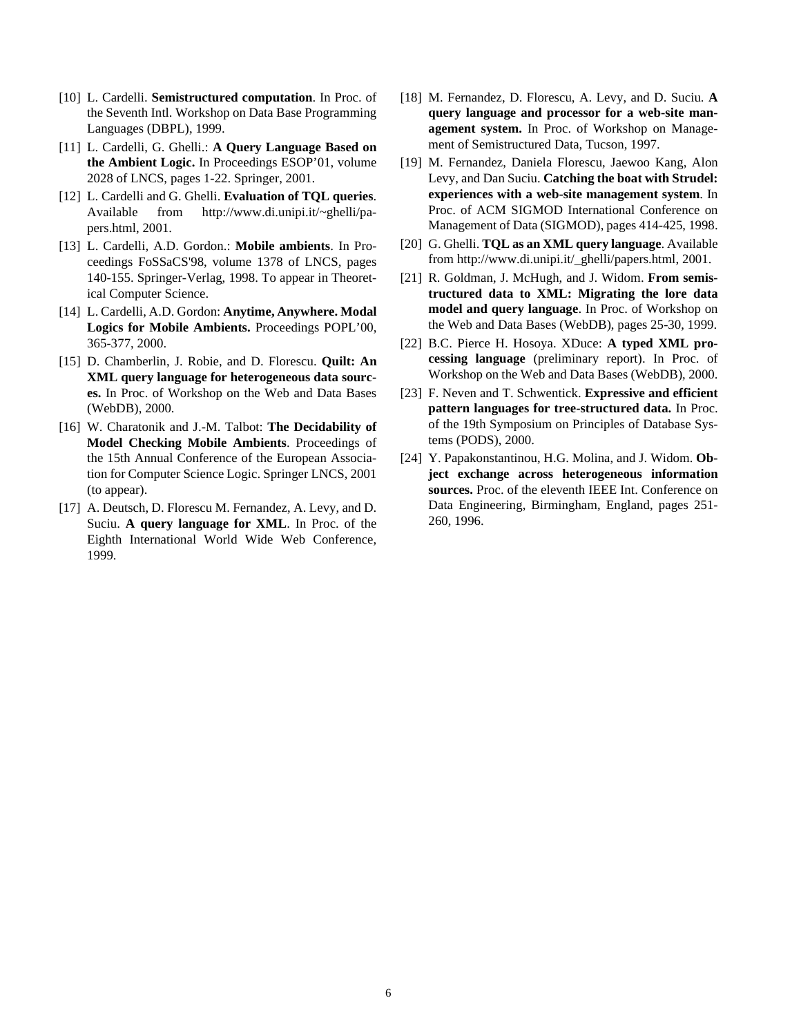[10] L. Cardelli. **Semistructured computation**. In Proc. of the Seventh Intl. Workshop on Data Base Programming Languages (DBPL), 1999.

[11] L. Cardelli, G. Ghelli.: **A Query Language Based on the Ambient Logic.** In Proceedings ESOP'01, volume 2028 of LNCS, pages 1-22. Springer, 2001.

[12] L. Cardelli and G. Ghelli. **Evaluation of TQL queries**. Available from http://www.di.unipi.it/~ghelli/papers.html, 2001.

[13] L. Cardelli, A.D. Gordon.: **Mobile ambients**. In Proceedings FoSSaCS'98, volume 1378 of LNCS, pages 140-155. Springer-Verlag, 1998. To appear in Theoretical Computer Science.

[14] L. Cardelli, A.D. Gordon: **Anytime, Anywhere. Modal Logics for Mobile Ambients.** Proceedings POPL'00, 365-377, 2000.

[15] D. Chamberlin, J. Robie, and D. Florescu. **Quilt: An XML query language for heterogeneous data sources.** In Proc. of Workshop on the Web and Data Bases (WebDB), 2000.

[16] W. Charatonik and J.-M. Talbot: **The Decidability of Model Checking Mobile Ambients**. Proceedings of the 15th Annual Conference of the European Association for Computer Science Logic. Springer LNCS, 2001 (to appear).

[17] A. Deutsch, D. Florescu M. Fernandez, A. Levy, and D. Suciu. **A query language for XML**. In Proc. of the Eighth International World Wide Web Conference, 1999.

[18] M. Fernandez, D. Florescu, A. Levy, and D. Suciu. **A query language and processor for a web-site management system.** In Proc. of Workshop on Management of Semistructured Data, Tucson, 1997.

[19] M. Fernandez, Daniela Florescu, Jaewoo Kang, Alon Levy, and Dan Suciu. **Catching the boat with Strudel: experiences with a web-site management system**. In Proc. of ACM SIGMOD International Conference on Management of Data (SIGMOD), pages 414-425, 1998.

[20] G. Ghelli. **TQL as an XML query language**. Available from http://www.di.unipi.it/_ghelli/papers.html, 2001.

[21] R. Goldman, J. McHugh, and J. Widom. **From semistructured data to XML: Migrating the lore data model and query language**. In Proc. of Workshop on the Web and Data Bases (WebDB), pages 25-30, 1999.

[22] B.C. Pierce H. Hosoya. XDuce: **A typed XML processing language** (preliminary report). In Proc. of Workshop on the Web and Data Bases (WebDB), 2000.

[23] F. Neven and T. Schwentick. **Expressive and efficient pattern languages for tree-structured data.** In Proc. of the 19th Symposium on Principles of Database Systems (PODS), 2000.

[24] Y. Papakonstantinou, H.G. Molina, and J. Widom. **Object exchange across heterogeneous information sources.** Proc. of the eleventh IEEE Int. Conference on Data Engineering, Birmingham, England, pages 251-260, 1996.